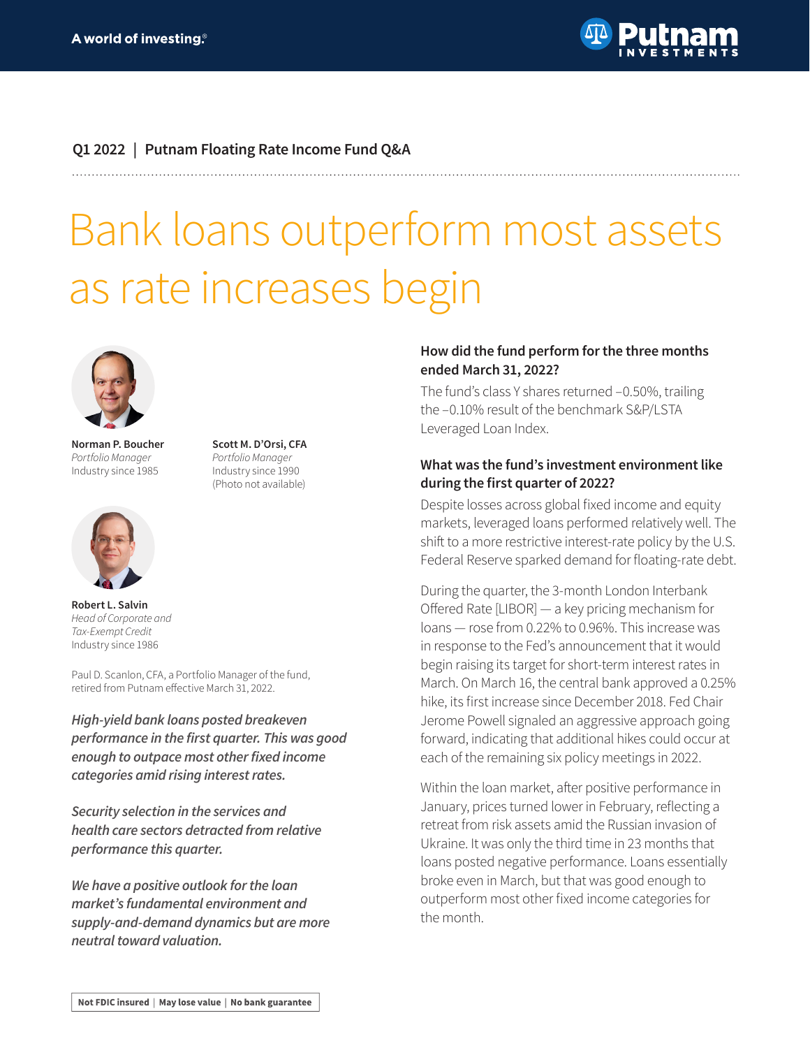A world of investing.®

**Q1 2022 | Putnam Floating Rate Income Fund Q&A**

# Bank loans outperform most assets as rate increases begin

**Norman P. Boucher**
*Portfolio Manager*
Industry since 1985

**Scott M. D'Orsi, CFA**
*Portfolio Manager*
Industry since 1990
(Photo not available)

**Robert L. Salvin**
*Head of Corporate and Tax-Exempt Credit*
Industry since 1986

Paul D. Scanlon, CFA, a Portfolio Manager of the fund, retired from Putnam effective March 31, 2022.

***High-yield bank loans posted breakeven performance in the first quarter. This was good enough to outpace most other fixed income categories amid rising interest rates.***

***Security selection in the services and health care sectors detracted from relative performance this quarter.***

***We have a positive outlook for the loan market's fundamental environment and supply-and-demand dynamics but are more neutral toward valuation.***

### How did the fund perform for the three months ended March 31, 2022?

The fund's class Y shares returned –0.50%, trailing the –0.10% result of the benchmark S&P/LSTA Leveraged Loan Index.

### What was the fund's investment environment like during the first quarter of 2022?

Despite losses across global fixed income and equity markets, leveraged loans performed relatively well. The shift to a more restrictive interest-rate policy by the U.S. Federal Reserve sparked demand for floating-rate debt.

During the quarter, the 3-month London Interbank Offered Rate [LIBOR] — a key pricing mechanism for loans — rose from 0.22% to 0.96%. This increase was in response to the Fed's announcement that it would begin raising its target for short-term interest rates in March. On March 16, the central bank approved a 0.25% hike, its first increase since December 2018. Fed Chair Jerome Powell signaled an aggressive approach going forward, indicating that additional hikes could occur at each of the remaining six policy meetings in 2022.

Within the loan market, after positive performance in January, prices turned lower in February, reflecting a retreat from risk assets amid the Russian invasion of Ukraine. It was only the third time in 23 months that loans posted negative performance. Loans essentially broke even in March, but that was good enough to outperform most other fixed income categories for the month.

**Not FDIC insured | May lose value | No bank guarantee**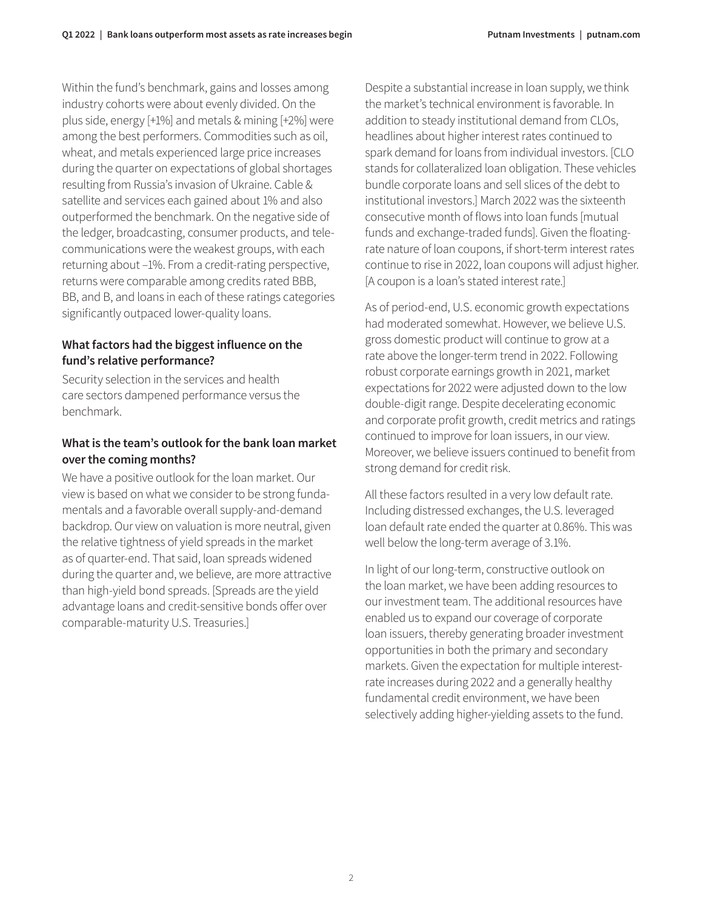Within the fund's benchmark, gains and losses among industry cohorts were about evenly divided. On the plus side, energy [+1%] and metals & mining [+2%] were among the best performers. Commodities such as oil, wheat, and metals experienced large price increases during the quarter on expectations of global shortages resulting from Russia's invasion of Ukraine. Cable & satellite and services each gained about 1% and also outperformed the benchmark. On the negative side of the ledger, broadcasting, consumer products, and telecommunications were the weakest groups, with each returning about –1%. From a credit-rating perspective, returns were comparable among credits rated BBB, BB, and B, and loans in each of these ratings categories significantly outpaced lower-quality loans.

**What factors had the biggest influence on the fund's relative performance?**

Security selection in the services and health care sectors dampened performance versus the benchmark.

**What is the team's outlook for the bank loan market over the coming months?**

We have a positive outlook for the loan market. Our view is based on what we consider to be strong fundamentals and a favorable overall supply-and-demand backdrop. Our view on valuation is more neutral, given the relative tightness of yield spreads in the market as of quarter-end. That said, loan spreads widened during the quarter and, we believe, are more attractive than high-yield bond spreads. [Spreads are the yield advantage loans and credit-sensitive bonds offer over comparable-maturity U.S. Treasuries.]

Despite a substantial increase in loan supply, we think the market's technical environment is favorable. In addition to steady institutional demand from CLOs, headlines about higher interest rates continued to spark demand for loans from individual investors. [CLO stands for collateralized loan obligation. These vehicles bundle corporate loans and sell slices of the debt to institutional investors.] March 2022 was the sixteenth consecutive month of flows into loan funds [mutual funds and exchange-traded funds]. Given the floating-rate nature of loan coupons, if short-term interest rates continue to rise in 2022, loan coupons will adjust higher. [A coupon is a loan's stated interest rate.]

As of period-end, U.S. economic growth expectations had moderated somewhat. However, we believe U.S. gross domestic product will continue to grow at a rate above the longer-term trend in 2022. Following robust corporate earnings growth in 2021, market expectations for 2022 were adjusted down to the low double-digit range. Despite decelerating economic and corporate profit growth, credit metrics and ratings continued to improve for loan issuers, in our view. Moreover, we believe issuers continued to benefit from strong demand for credit risk.

All these factors resulted in a very low default rate. Including distressed exchanges, the U.S. leveraged loan default rate ended the quarter at 0.86%. This was well below the long-term average of 3.1%.

In light of our long-term, constructive outlook on the loan market, we have been adding resources to our investment team. The additional resources have enabled us to expand our coverage of corporate loan issuers, thereby generating broader investment opportunities in both the primary and secondary markets. Given the expectation for multiple interest-rate increases during 2022 and a generally healthy fundamental credit environment, we have been selectively adding higher-yielding assets to the fund.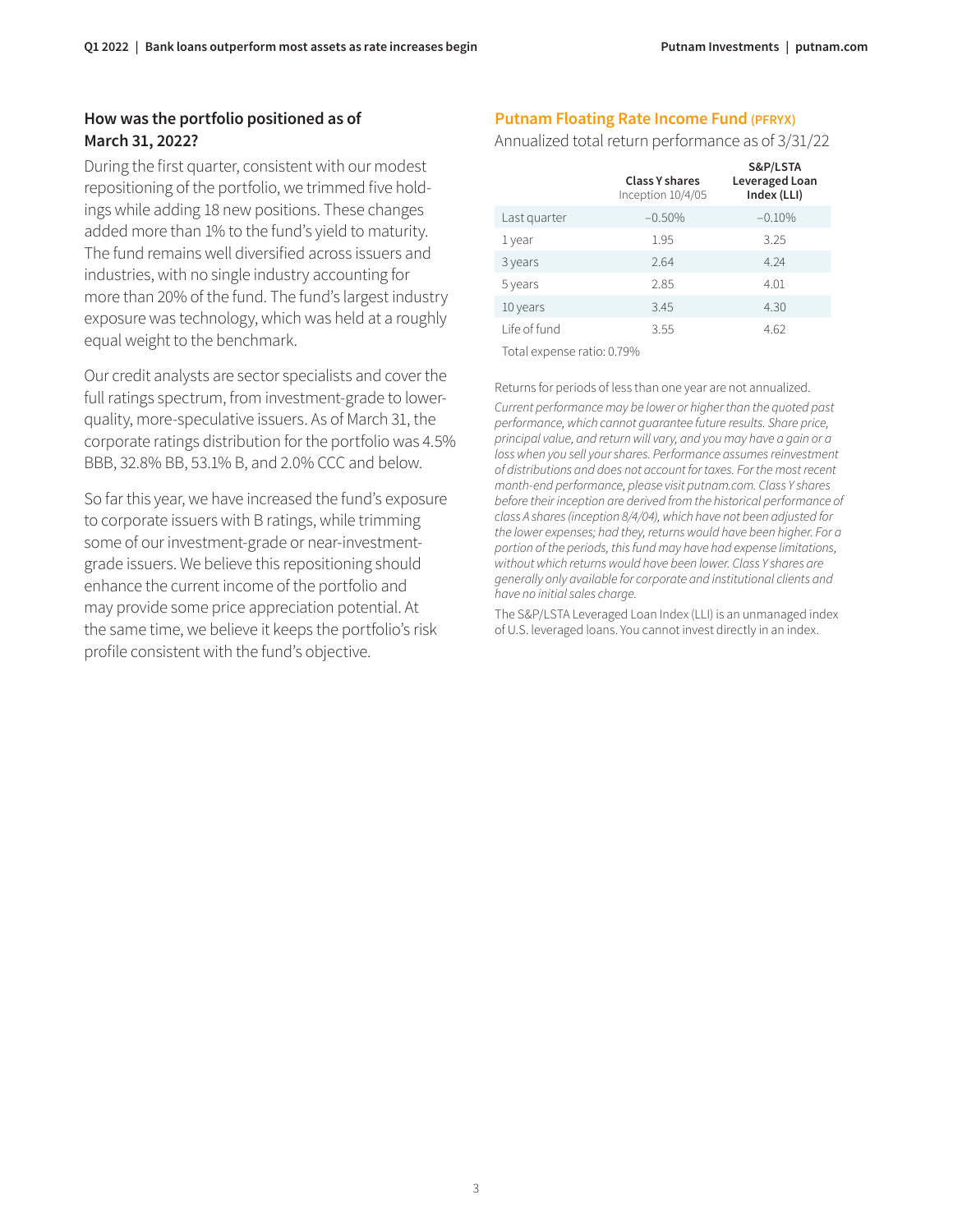## How was the portfolio positioned as of March 31, 2022?

During the first quarter, consistent with our modest repositioning of the portfolio, we trimmed five holdings while adding 18 new positions. These changes added more than 1% to the fund's yield to maturity. The fund remains well diversified across issuers and industries, with no single industry accounting for more than 20% of the fund. The fund's largest industry exposure was technology, which was held at a roughly equal weight to the benchmark.

Our credit analysts are sector specialists and cover the full ratings spectrum, from investment-grade to lower-quality, more-speculative issuers. As of March 31, the corporate ratings distribution for the portfolio was 4.5% BBB, 32.8% BB, 53.1% B, and 2.0% CCC and below.

So far this year, we have increased the fund's exposure to corporate issuers with B ratings, while trimming some of our investment-grade or near-investment-grade issuers. We believe this repositioning should enhance the current income of the portfolio and may provide some price appreciation potential. At the same time, we believe it keeps the portfolio's risk profile consistent with the fund's objective.

### Putnam Floating Rate Income Fund (PFRYX)

Annualized total return performance as of 3/31/22

| | Class Y shares Inception 10/4/05 | S&P/LSTA Leveraged Loan Index (LLI) |
|---|---|---|
| Last quarter | −0.50% | −0.10% |
| 1 year | 1.95 | 3.25 |
| 3 years | 2.64 | 4.24 |
| 5 years | 2.85 | 4.01 |
| 10 years | 3.45 | 4.30 |
| Life of fund | 3.55 | 4.62 |

Total expense ratio: 0.79%

Returns for periods of less than one year are not annualized.

*Current performance may be lower or higher than the quoted past performance, which cannot guarantee future results. Share price, principal value, and return will vary, and you may have a gain or a loss when you sell your shares. Performance assumes reinvestment of distributions and does not account for taxes. For the most recent month-end performance, please visit putnam.com. Class Y shares before their inception are derived from the historical performance of class A shares (inception 8/4/04), which have not been adjusted for the lower expenses; had they, returns would have been higher. For a portion of the periods, this fund may have had expense limitations, without which returns would have been lower. Class Y shares are generally only available for corporate and institutional clients and have no initial sales charge.*

The S&P/LSTA Leveraged Loan Index (LLI) is an unmanaged index of U.S. leveraged loans. You cannot invest directly in an index.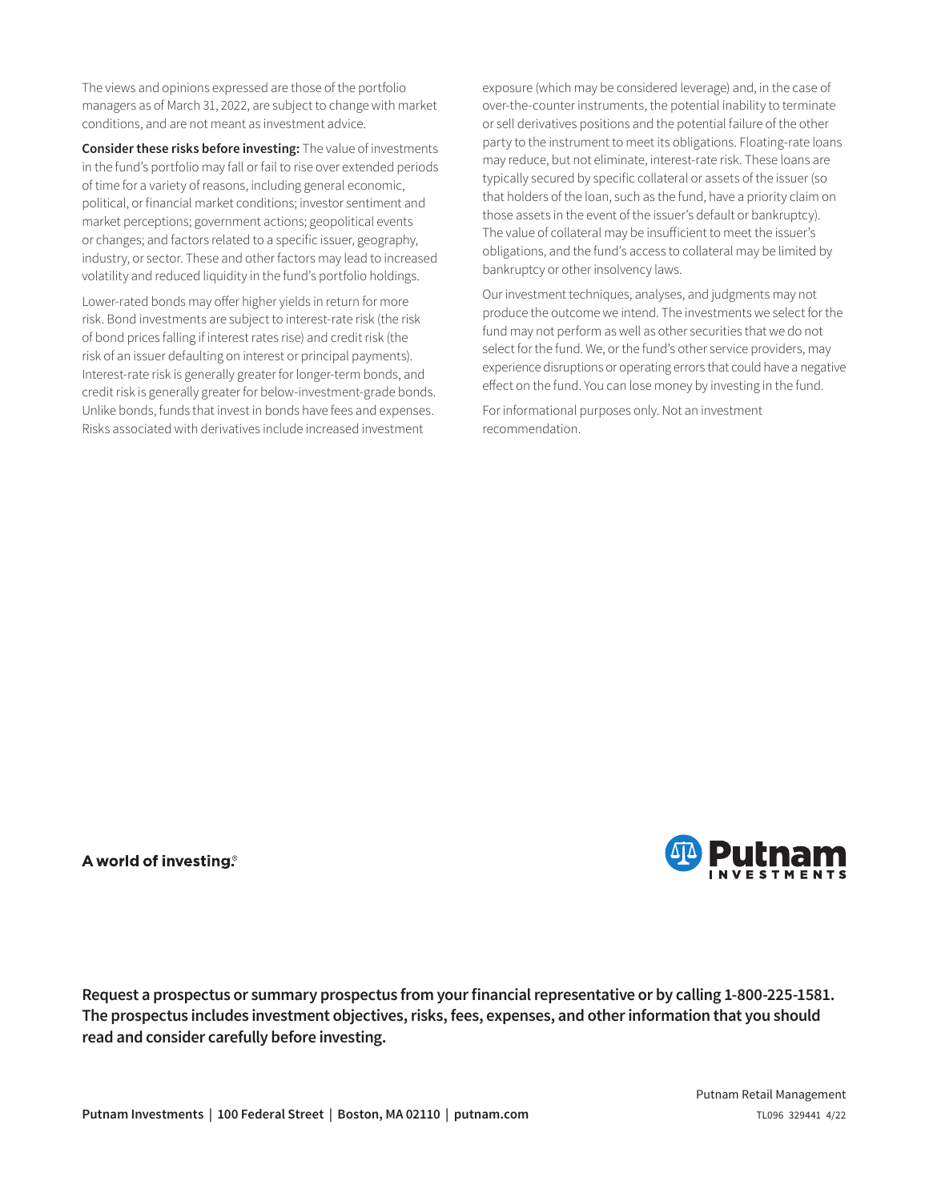The views and opinions expressed are those of the portfolio managers as of March 31, 2022, are subject to change with market conditions, and are not meant as investment advice.

**Consider these risks before investing:** The value of investments in the fund's portfolio may fall or fail to rise over extended periods of time for a variety of reasons, including general economic, political, or financial market conditions; investor sentiment and market perceptions; government actions; geopolitical events or changes; and factors related to a specific issuer, geography, industry, or sector. These and other factors may lead to increased volatility and reduced liquidity in the fund's portfolio holdings.

Lower-rated bonds may offer higher yields in return for more risk. Bond investments are subject to interest-rate risk (the risk of bond prices falling if interest rates rise) and credit risk (the risk of an issuer defaulting on interest or principal payments). Interest-rate risk is generally greater for longer-term bonds, and credit risk is generally greater for below-investment-grade bonds. Unlike bonds, funds that invest in bonds have fees and expenses. Risks associated with derivatives include increased investment exposure (which may be considered leverage) and, in the case of over-the-counter instruments, the potential inability to terminate or sell derivatives positions and the potential failure of the other party to the instrument to meet its obligations. Floating-rate loans may reduce, but not eliminate, interest-rate risk. These loans are typically secured by specific collateral or assets of the issuer (so that holders of the loan, such as the fund, have a priority claim on those assets in the event of the issuer's default or bankruptcy). The value of collateral may be insufficient to meet the issuer's obligations, and the fund's access to collateral may be limited by bankruptcy or other insolvency laws.

Our investment techniques, analyses, and judgments may not produce the outcome we intend. The investments we select for the fund may not perform as well as other securities that we do not select for the fund. We, or the fund's other service providers, may experience disruptions or operating errors that could have a negative effect on the fund. You can lose money by investing in the fund.

For informational purposes only. Not an investment recommendation.

**A world of investing.®**

Putnam INVESTMENTS

**Request a prospectus or summary prospectus from your financial representative or by calling 1-800-225-1581. The prospectus includes investment objectives, risks, fees, expenses, and other information that you should read and consider carefully before investing.**

Putnam Retail Management

**Putnam Investments | 100 Federal Street | Boston, MA 02110 | putnam.com**

TL096 329441 4/22